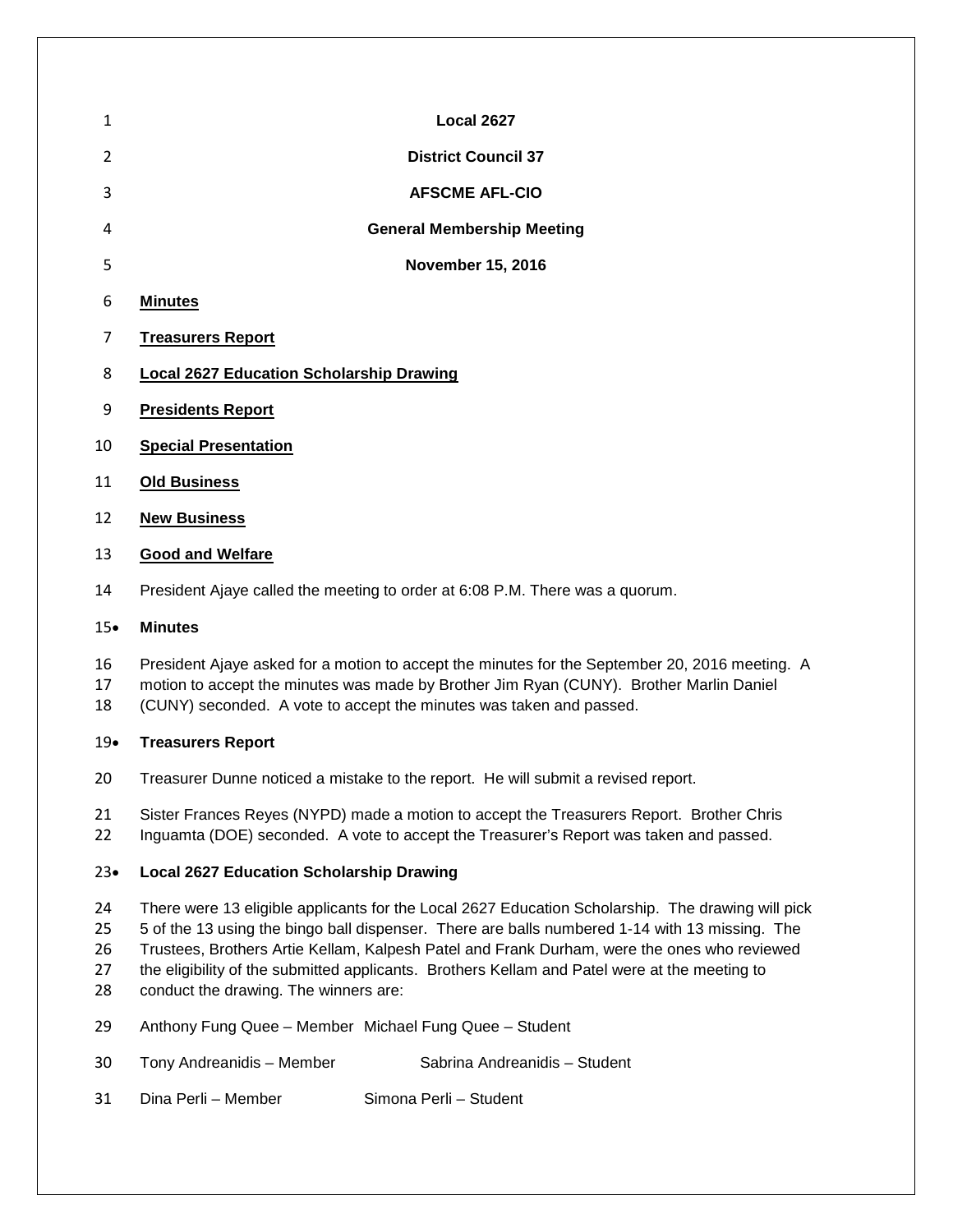**Local 2627**

**District Council 37**

**AFSCME AFL-CIO**

**General Membership Meeting**

**November 15, 2016**

**Minutes**

**Treasurers Report**

**Local 2627 Education Scholarship Drawing**

**Presidents Report**

**Special Presentation**

**Old Business**

**New Business**

**Good and Welfare**

President Ajaye called the meeting to order at 6:08 P.M. There was a quorum.

- **Minutes**

President Ajaye asked for a motion to accept the minutes for the September 20, 2016 meeting. A motion to accept the minutes was made by Brother Jim Ryan (CUNY). Brother Marlin Daniel (CUNY) seconded. A vote to accept the minutes was taken and passed.

- **Treasurers Report**

Treasurer Dunne noticed a mistake to the report. He will submit a revised report.

Sister Frances Reyes (NYPD) made a motion to accept the Treasurers Report. Brother Chris Inguamta (DOE) seconded. A vote to accept the Treasurer's Report was taken and passed.

- **Local 2627 Education Scholarship Drawing**

There were 13 eligible applicants for the Local 2627 Education Scholarship. The drawing will pick 5 of the 13 using the bingo ball dispenser. There are balls numbered 1-14 with 13 missing. The Trustees, Brothers Artie Kellam, Kalpesh Patel and Frank Durham, were the ones who reviewed the eligibility of the submitted applicants. Brothers Kellam and Patel were at the meeting to conduct the drawing. The winners are:

Anthony Fung Quee – Member   Michael Fung Quee – Student

Tony Andreanidis – Member   Sabrina Andreanidis – Student

Dina Perli – Member   Simona Perli – Student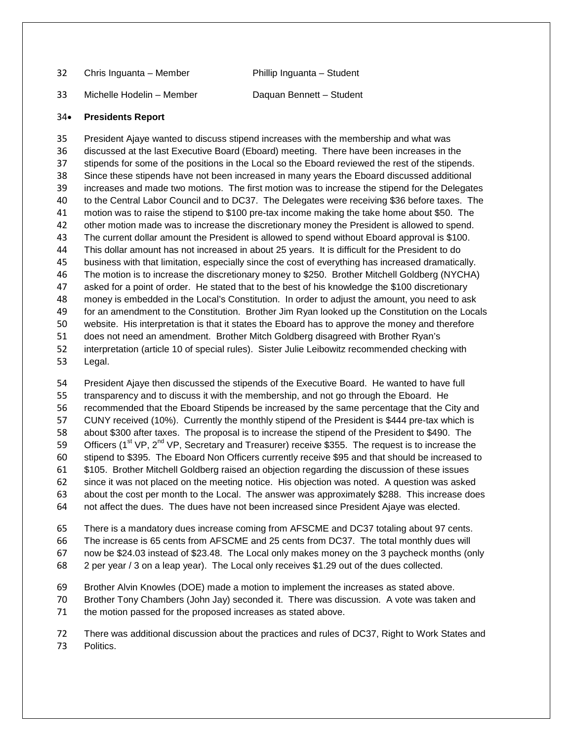| | |
|---|---|
| Chris Inguanta – Member | Phillip Inguanta – Student |
| Michelle Hodelin – Member | Daquan Bennett – Student |

- **Presidents Report**

President Ajaye wanted to discuss stipend increases with the membership and what was discussed at the last Executive Board (Eboard) meeting. There have been increases in the stipends for some of the positions in the Local so the Eboard reviewed the rest of the stipends. Since these stipends have not been increased in many years the Eboard discussed additional increases and made two motions. The first motion was to increase the stipend for the Delegates to the Central Labor Council and to DC37. The Delegates were receiving $36 before taxes. The motion was to raise the stipend to $100 pre-tax income making the take home about $50. The other motion made was to increase the discretionary money the President is allowed to spend. The current dollar amount the President is allowed to spend without Eboard approval is $100. This dollar amount has not increased in about 25 years. It is difficult for the President to do business with that limitation, especially since the cost of everything has increased dramatically. The motion is to increase the discretionary money to $250. Brother Mitchell Goldberg (NYCHA) asked for a point of order. He stated that to the best of his knowledge the $100 discretionary money is embedded in the Local's Constitution. In order to adjust the amount, you need to ask for an amendment to the Constitution. Brother Jim Ryan looked up the Constitution on the Locals website. His interpretation is that it states the Eboard has to approve the money and therefore does not need an amendment. Brother Mitch Goldberg disagreed with Brother Ryan's interpretation (article 10 of special rules). Sister Julie Leibowitz recommended checking with Legal.

President Ajaye then discussed the stipends of the Executive Board. He wanted to have full transparency and to discuss it with the membership, and not go through the Eboard. He recommended that the Eboard Stipends be increased by the same percentage that the City and CUNY received (10%). Currently the monthly stipend of the President is $444 pre-tax which is about $300 after taxes. The proposal is to increase the stipend of the President to $490. The Officers (1st VP, 2nd VP, Secretary and Treasurer) receive $355. The request is to increase the stipend to $395. The Eboard Non Officers currently receive $95 and that should be increased to $105. Brother Mitchell Goldberg raised an objection regarding the discussion of these issues since it was not placed on the meeting notice. His objection was noted. A question was asked about the cost per month to the Local. The answer was approximately $288. This increase does not affect the dues. The dues have not been increased since President Ajaye was elected.

There is a mandatory dues increase coming from AFSCME and DC37 totaling about 97 cents. The increase is 65 cents from AFSCME and 25 cents from DC37. The total monthly dues will now be $24.03 instead of $23.48. The Local only makes money on the 3 paycheck months (only 2 per year / 3 on a leap year). The Local only receives $1.29 out of the dues collected.

Brother Alvin Knowles (DOE) made a motion to implement the increases as stated above. Brother Tony Chambers (John Jay) seconded it. There was discussion. A vote was taken and the motion passed for the proposed increases as stated above.

There was additional discussion about the practices and rules of DC37, Right to Work States and Politics.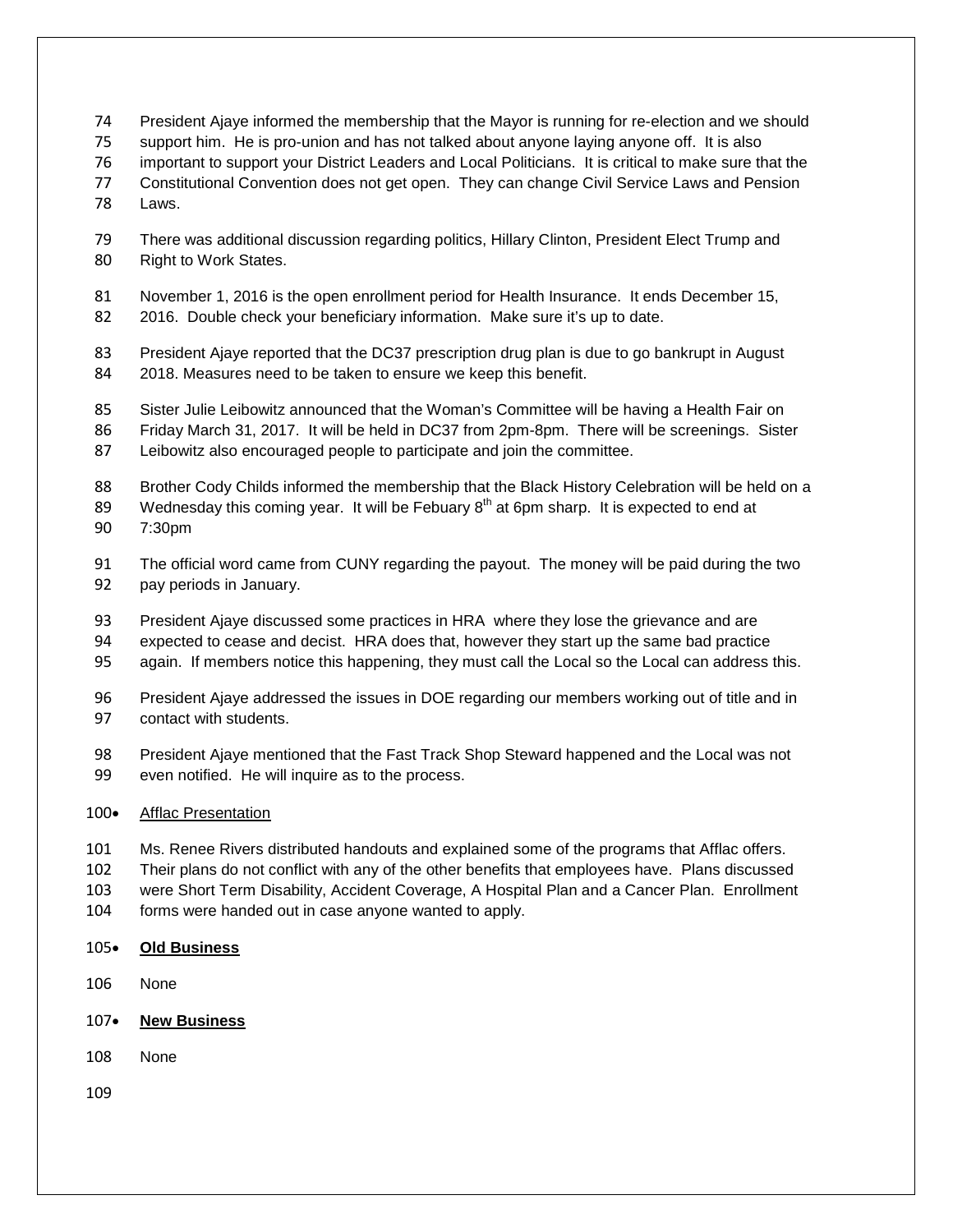President Ajaye informed the membership that the Mayor is running for re-election and we should support him. He is pro-union and has not talked about anyone laying anyone off. It is also important to support your District Leaders and Local Politicians. It is critical to make sure that the Constitutional Convention does not get open. They can change Civil Service Laws and Pension Laws.

There was additional discussion regarding politics, Hillary Clinton, President Elect Trump and Right to Work States.

November 1, 2016 is the open enrollment period for Health Insurance. It ends December 15, 2016. Double check your beneficiary information. Make sure it's up to date.

President Ajaye reported that the DC37 prescription drug plan is due to go bankrupt in August 2018. Measures need to be taken to ensure we keep this benefit.

Sister Julie Leibowitz announced that the Woman's Committee will be having a Health Fair on Friday March 31, 2017. It will be held in DC37 from 2pm-8pm. There will be screenings. Sister Leibowitz also encouraged people to participate and join the committee.

Brother Cody Childs informed the membership that the Black History Celebration will be held on a Wednesday this coming year. It will be Febuary 8th at 6pm sharp. It is expected to end at 7:30pm

The official word came from CUNY regarding the payout. The money will be paid during the two pay periods in January.

President Ajaye discussed some practices in HRA where they lose the grievance and are expected to cease and decist. HRA does that, however they start up the same bad practice again. If members notice this happening, they must call the Local so the Local can address this.

President Ajaye addressed the issues in DOE regarding our members working out of title and in contact with students.

President Ajaye mentioned that the Fast Track Shop Steward happened and the Local was not even notified. He will inquire as to the process.

- Afflac Presentation

Ms. Renee Rivers distributed handouts and explained some of the programs that Afflac offers. Their plans do not conflict with any of the other benefits that employees have. Plans discussed were Short Term Disability, Accident Coverage, A Hospital Plan and a Cancer Plan. Enrollment forms were handed out in case anyone wanted to apply.

- **Old Business**

None

- **New Business**

None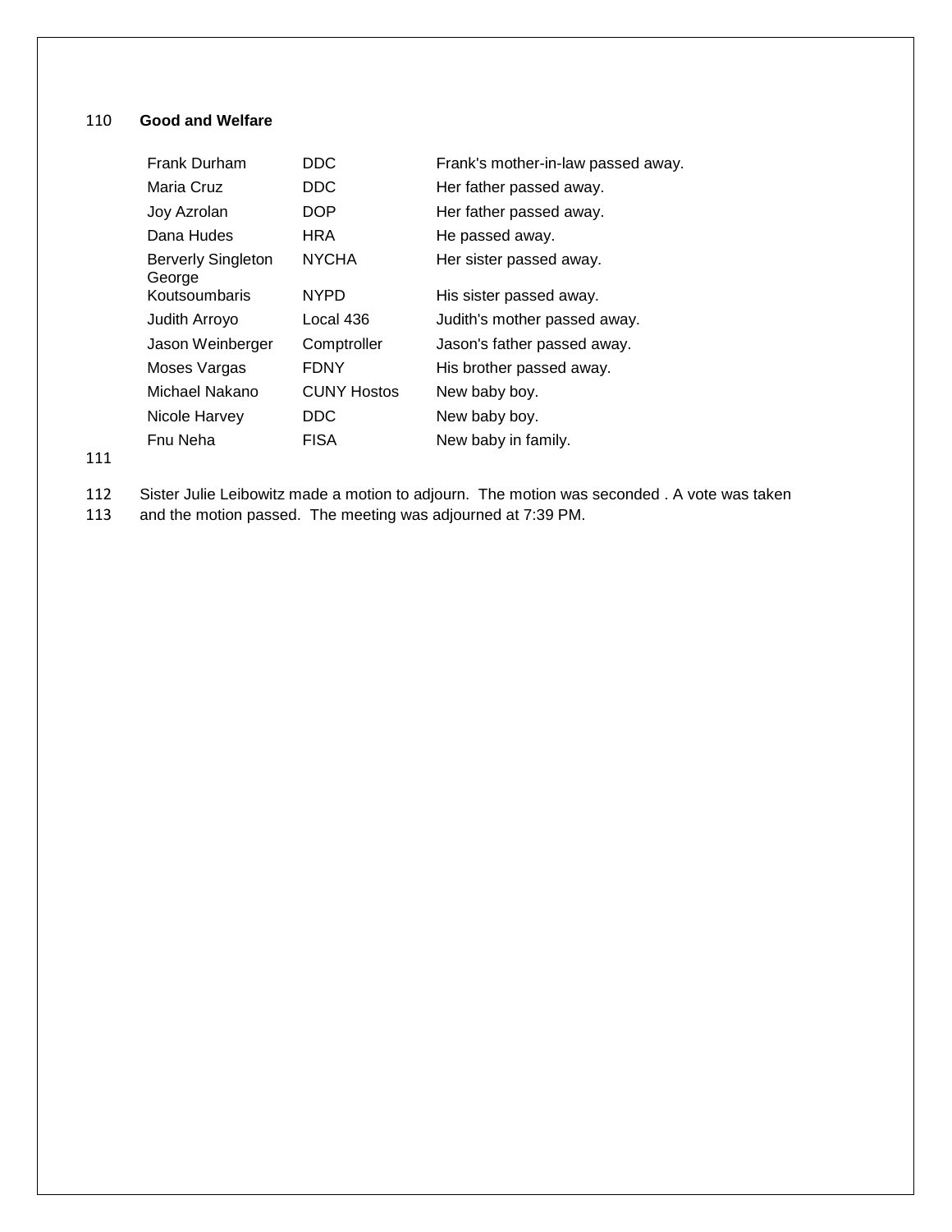110 **Good and Welfare**

| | | |
|---|---|---|
| Frank Durham | DDC | Frank's mother-in-law passed away. |
| Maria Cruz | DDC | Her father passed away. |
| Joy Azrolan | DOP | Her father passed away. |
| Dana Hudes | HRA | He passed away. |
| Berverly Singleton | NYCHA | Her sister passed away. |
| George Koutsoumbaris | NYPD | His sister passed away. |
| Judith Arroyo | Local 436 | Judith's mother passed away. |
| Jason Weinberger | Comptroller | Jason's father passed away. |
| Moses Vargas | FDNY | His brother passed away. |
| Michael Nakano | CUNY Hostos | New baby boy. |
| Nicole Harvey | DDC | New baby boy. |
| Fnu Neha | FISA | New baby in family. |

111

112 Sister Julie Leibowitz made a motion to adjourn. The motion was seconded . A vote was taken
113 and the motion passed. The meeting was adjourned at 7:39 PM.